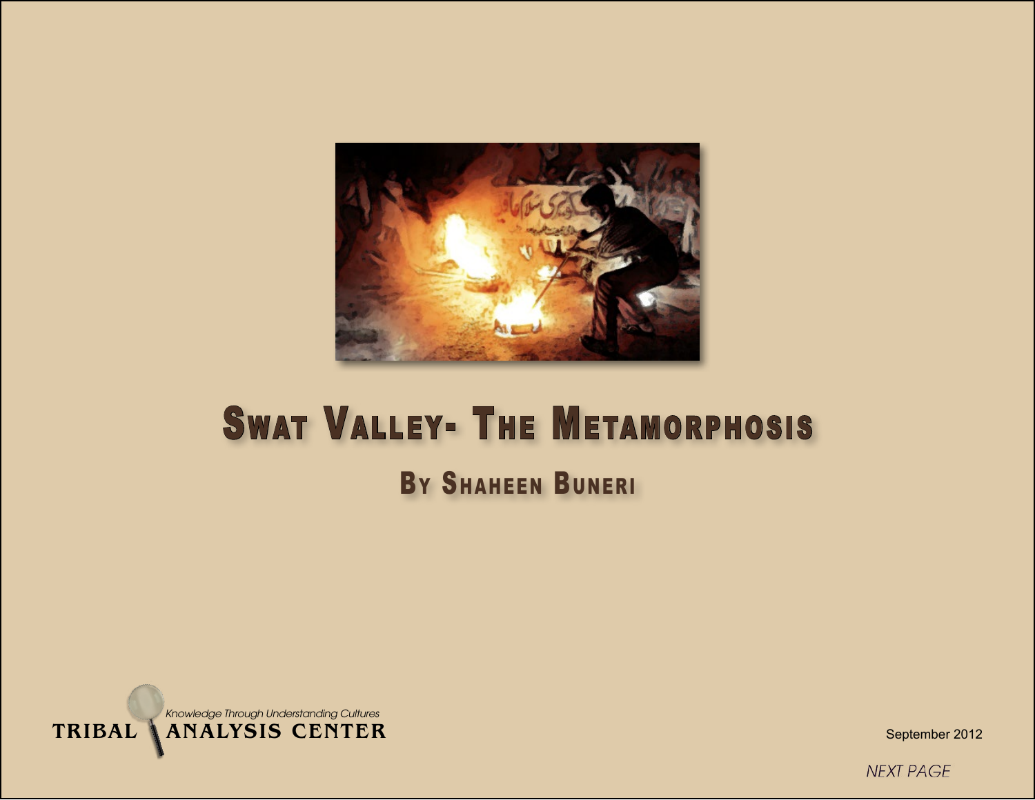# Swat Valley- The Metamorphosis

## By Shaheen Buneri

*Knowledge Through Understanding Cultures*

TRIBAL ANALYSIS CENTER

September 2012

*NEXT PAGE*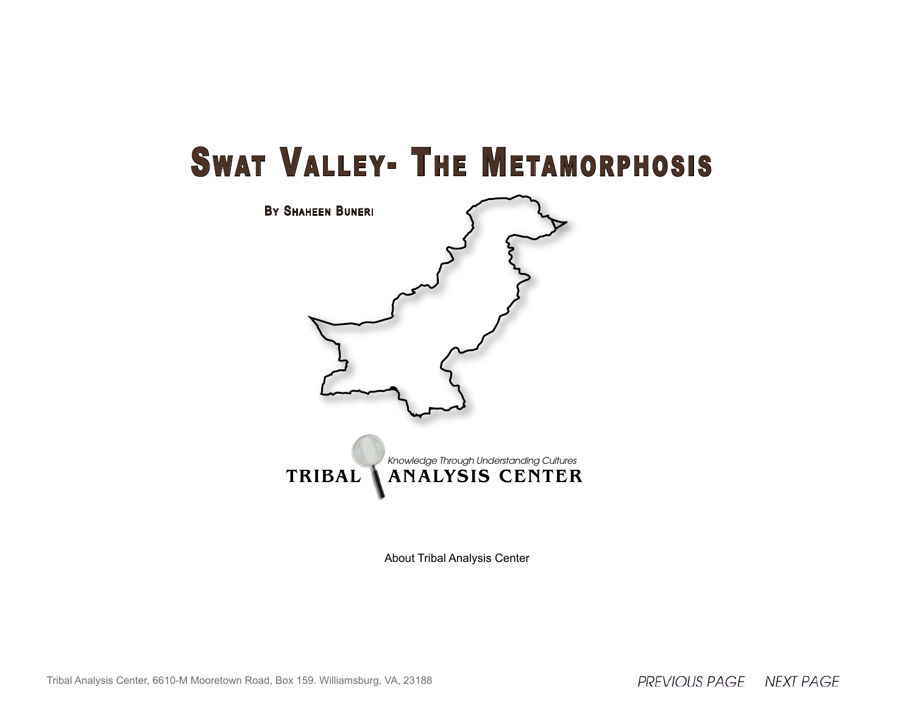# Swat Valley- The Metamorphosis

**By Shaheen Buneri**

*Knowledge Through Understanding Cultures*

**TRIBAL ANALYSIS CENTER**

About Tribal Analysis Center

Tribal Analysis Center, 6610-M Mooretown Road, Box 159. Williamsburg, VA, 23188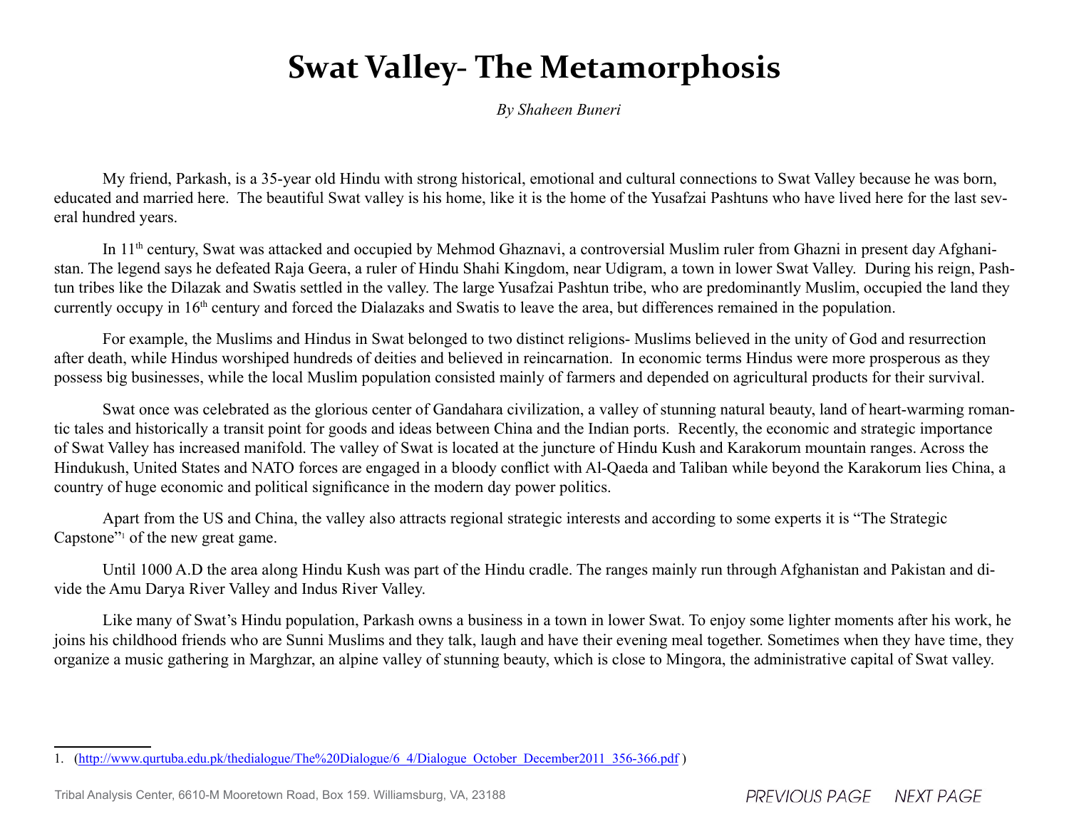# Swat Valley- The Metamorphosis

*By Shaheen Buneri*

My friend, Parkash, is a 35-year old Hindu with strong historical, emotional and cultural connections to Swat Valley because he was born, educated and married here. The beautiful Swat valley is his home, like it is the home of the Yusafzai Pashtuns who have lived here for the last several hundred years.

In 11th century, Swat was attacked and occupied by Mehmod Ghaznavi, a controversial Muslim ruler from Ghazni in present day Afghanistan. The legend says he defeated Raja Geera, a ruler of Hindu Shahi Kingdom, near Udigram, a town in lower Swat Valley. During his reign, Pashtun tribes like the Dilazak and Swatis settled in the valley. The large Yusafzai Pashtun tribe, who are predominantly Muslim, occupied the land they currently occupy in 16th century and forced the Dialazaks and Swatis to leave the area, but differences remained in the population.

For example, the Muslims and Hindus in Swat belonged to two distinct religions- Muslims believed in the unity of God and resurrection after death, while Hindus worshiped hundreds of deities and believed in reincarnation. In economic terms Hindus were more prosperous as they possess big businesses, while the local Muslim population consisted mainly of farmers and depended on agricultural products for their survival.

Swat once was celebrated as the glorious center of Gandahara civilization, a valley of stunning natural beauty, land of heart-warming romantic tales and historically a transit point for goods and ideas between China and the Indian ports. Recently, the economic and strategic importance of Swat Valley has increased manifold. The valley of Swat is located at the juncture of Hindu Kush and Karakorum mountain ranges. Across the Hindukush, United States and NATO forces are engaged in a bloody conflict with Al-Qaeda and Taliban while beyond the Karakorum lies China, a country of huge economic and political significance in the modern day power politics.

Apart from the US and China, the valley also attracts regional strategic interests and according to some experts it is "The Strategic Capstone"[1] of the new great game.

Until 1000 A.D the area along Hindu Kush was part of the Hindu cradle. The ranges mainly run through Afghanistan and Pakistan and divide the Amu Darya River Valley and Indus River Valley.

Like many of Swat's Hindu population, Parkash owns a business in a town in lower Swat. To enjoy some lighter moments after his work, he joins his childhood friends who are Sunni Muslims and they talk, laugh and have their evening meal together. Sometimes when they have time, they organize a music gathering in Marghzar, an alpine valley of stunning beauty, which is close to Mingora, the administrative capital of Swat valley.

---

1. (http://www.qurtuba.edu.pk/thedialogue/The%20Dialogue/6_4/Dialogue_October_December2011_356-366.pdf )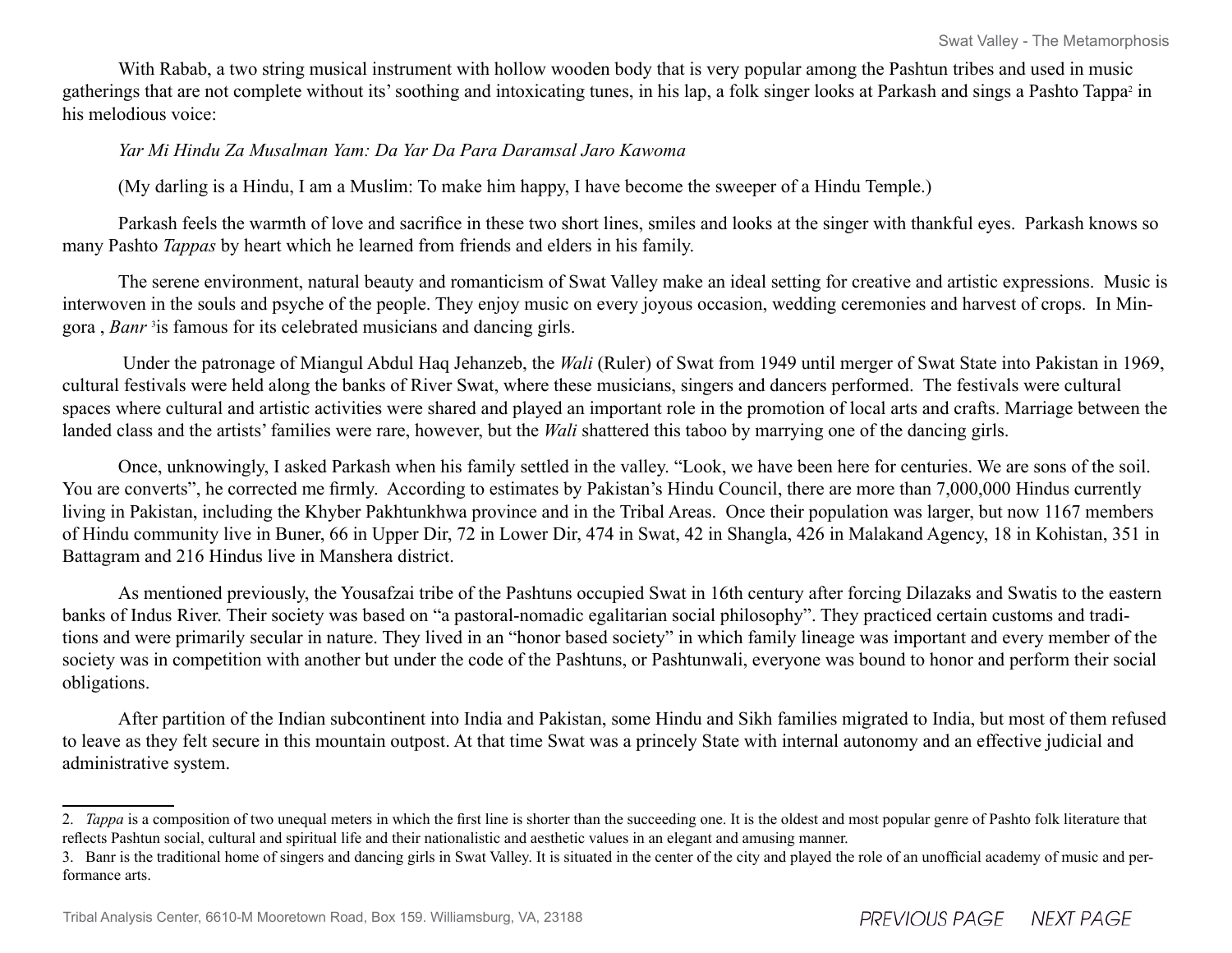With Rabab, a two string musical instrument with hollow wooden body that is very popular among the Pashtun tribes and used in music gatherings that are not complete without its' soothing and intoxicating tunes, in his lap, a folk singer looks at Parkash and sings a Pashto Tappa[2] in his melodious voice:

*Yar Mi Hindu Za Musalman Yam: Da Yar Da Para Daramsal Jaro Kawoma*

(My darling is a Hindu, I am a Muslim: To make him happy, I have become the sweeper of a Hindu Temple.)

Parkash feels the warmth of love and sacrifice in these two short lines, smiles and looks at the singer with thankful eyes. Parkash knows so many Pashto *Tappas* by heart which he learned from friends and elders in his family.

The serene environment, natural beauty and romanticism of Swat Valley make an ideal setting for creative and artistic expressions. Music is interwoven in the souls and psyche of the people. They enjoy music on every joyous occasion, wedding ceremonies and harvest of crops. In Mingora , *Banr* [3]is famous for its celebrated musicians and dancing girls.

Under the patronage of Miangul Abdul Haq Jehanzeb, the *Wali* (Ruler) of Swat from 1949 until merger of Swat State into Pakistan in 1969, cultural festivals were held along the banks of River Swat, where these musicians, singers and dancers performed. The festivals were cultural spaces where cultural and artistic activities were shared and played an important role in the promotion of local arts and crafts. Marriage between the landed class and the artists' families were rare, however, but the *Wali* shattered this taboo by marrying one of the dancing girls.

Once, unknowingly, I asked Parkash when his family settled in the valley. "Look, we have been here for centuries. We are sons of the soil. You are converts", he corrected me firmly. According to estimates by Pakistan's Hindu Council, there are more than 7,000,000 Hindus currently living in Pakistan, including the Khyber Pakhtunkhwa province and in the Tribal Areas. Once their population was larger, but now 1167 members of Hindu community live in Buner, 66 in Upper Dir, 72 in Lower Dir, 474 in Swat, 42 in Shangla, 426 in Malakand Agency, 18 in Kohistan, 351 in Battagram and 216 Hindus live in Manshera district.

As mentioned previously, the Yousafzai tribe of the Pashtuns occupied Swat in 16th century after forcing Dilazaks and Swatis to the eastern banks of Indus River. Their society was based on "a pastoral-nomadic egalitarian social philosophy". They practiced certain customs and traditions and were primarily secular in nature. They lived in an "honor based society" in which family lineage was important and every member of the society was in competition with another but under the code of the Pashtuns, or Pashtunwali, everyone was bound to honor and perform their social obligations.

After partition of the Indian subcontinent into India and Pakistan, some Hindu and Sikh families migrated to India, but most of them refused to leave as they felt secure in this mountain outpost. At that time Swat was a princely State with internal autonomy and an effective judicial and administrative system.

---

2. *Tappa* is a composition of two unequal meters in which the first line is shorter than the succeeding one. It is the oldest and most popular genre of Pashto folk literature that reflects Pashtun social, cultural and spiritual life and their nationalistic and aesthetic values in an elegant and amusing manner.

3. Banr is the traditional home of singers and dancing girls in Swat Valley. It is situated in the center of the city and played the role of an unofficial academy of music and performance arts.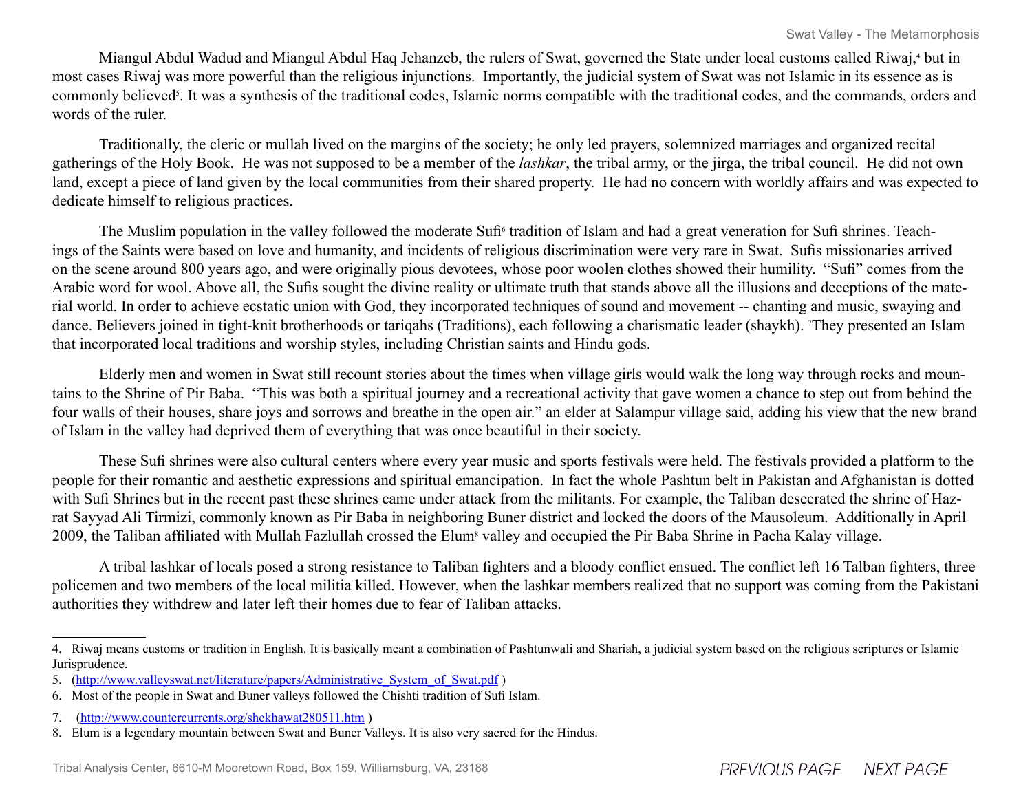Miangul Abdul Wadud and Miangul Abdul Haq Jehanzeb, the rulers of Swat, governed the State under local customs called Riwaj,[4] but in most cases Riwaj was more powerful than the religious injunctions. Importantly, the judicial system of Swat was not Islamic in its essence as is commonly believed[5]. It was a synthesis of the traditional codes, Islamic norms compatible with the traditional codes, and the commands, orders and words of the ruler.

Traditionally, the cleric or mullah lived on the margins of the society; he only led prayers, solemnized marriages and organized recital gatherings of the Holy Book. He was not supposed to be a member of the *lashkar*, the tribal army, or the jirga, the tribal council. He did not own land, except a piece of land given by the local communities from their shared property. He had no concern with worldly affairs and was expected to dedicate himself to religious practices.

The Muslim population in the valley followed the moderate Sufi[6] tradition of Islam and had a great veneration for Sufi shrines. Teachings of the Saints were based on love and humanity, and incidents of religious discrimination were very rare in Swat. Sufis missionaries arrived on the scene around 800 years ago, and were originally pious devotees, whose poor woolen clothes showed their humility. "Sufi" comes from the Arabic word for wool. Above all, the Sufis sought the divine reality or ultimate truth that stands above all the illusions and deceptions of the material world. In order to achieve ecstatic union with God, they incorporated techniques of sound and movement -- chanting and music, swaying and dance. Believers joined in tight-knit brotherhoods or tariqahs (Traditions), each following a charismatic leader (shaykh). [7]They presented an Islam that incorporated local traditions and worship styles, including Christian saints and Hindu gods.

Elderly men and women in Swat still recount stories about the times when village girls would walk the long way through rocks and mountains to the Shrine of Pir Baba. "This was both a spiritual journey and a recreational activity that gave women a chance to step out from behind the four walls of their houses, share joys and sorrows and breathe in the open air." an elder at Salampur village said, adding his view that the new brand of Islam in the valley had deprived them of everything that was once beautiful in their society.

These Sufi shrines were also cultural centers where every year music and sports festivals were held. The festivals provided a platform to the people for their romantic and aesthetic expressions and spiritual emancipation. In fact the whole Pashtun belt in Pakistan and Afghanistan is dotted with Sufi Shrines but in the recent past these shrines came under attack from the militants. For example, the Taliban desecrated the shrine of Hazrat Sayyad Ali Tirmizi, commonly known as Pir Baba in neighboring Buner district and locked the doors of the Mausoleum. Additionally in April 2009, the Taliban affiliated with Mullah Fazlullah crossed the Elum[8] valley and occupied the Pir Baba Shrine in Pacha Kalay village.

A tribal lashkar of locals posed a strong resistance to Taliban fighters and a bloody conflict ensued. The conflict left 16 Talban fighters, three policemen and two members of the local militia killed. However, when the lashkar members realized that no support was coming from the Pakistani authorities they withdrew and later left their homes due to fear of Taliban attacks.

---

4. Riwaj means customs or tradition in English. It is basically meant a combination of Pashtunwali and Shariah, a judicial system based on the religious scriptures or Islamic Jurisprudence.

5. (http://www.valleyswat.net/literature/papers/Administrative_System_of_Swat.pdf )

6. Most of the people in Swat and Buner valleys followed the Chishti tradition of Sufi Islam.

7. (http://www.countercurrents.org/shekhawat280511.htm )

8. Elum is a legendary mountain between Swat and Buner Valleys. It is also very sacred for the Hindus.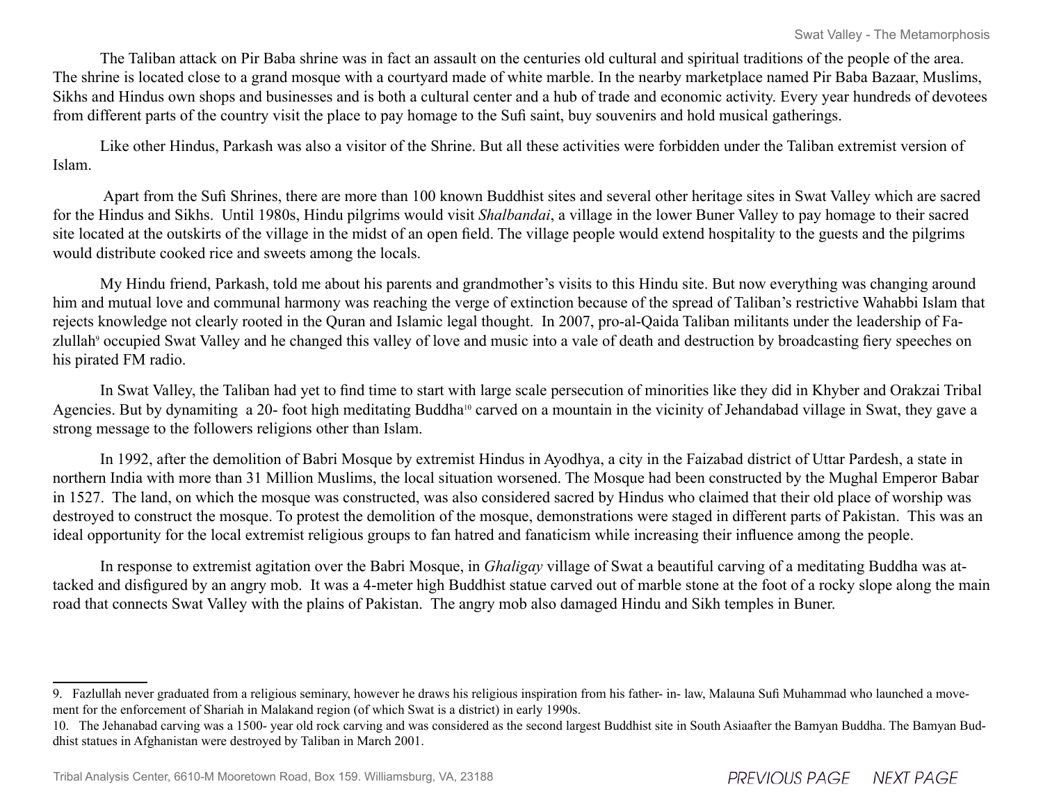The Taliban attack on Pir Baba shrine was in fact an assault on the centuries old cultural and spiritual traditions of the people of the area. The shrine is located close to a grand mosque with a courtyard made of white marble. In the nearby marketplace named Pir Baba Bazaar, Muslims, Sikhs and Hindus own shops and businesses and is both a cultural center and a hub of trade and economic activity. Every year hundreds of devotees from different parts of the country visit the place to pay homage to the Sufi saint, buy souvenirs and hold musical gatherings.

Like other Hindus, Parkash was also a visitor of the Shrine. But all these activities were forbidden under the Taliban extremist version of Islam.

Apart from the Sufi Shrines, there are more than 100 known Buddhist sites and several other heritage sites in Swat Valley which are sacred for the Hindus and Sikhs. Until 1980s, Hindu pilgrims would visit *Shalbandai*, a village in the lower Buner Valley to pay homage to their sacred site located at the outskirts of the village in the midst of an open field. The village people would extend hospitality to the guests and the pilgrims would distribute cooked rice and sweets among the locals.

My Hindu friend, Parkash, told me about his parents and grandmother's visits to this Hindu site. But now everything was changing around him and mutual love and communal harmony was reaching the verge of extinction because of the spread of Taliban's restrictive Wahabbi Islam that rejects knowledge not clearly rooted in the Quran and Islamic legal thought. In 2007, pro-al-Qaida Taliban militants under the leadership of Fazlullah[9] occupied Swat Valley and he changed this valley of love and music into a vale of death and destruction by broadcasting fiery speeches on his pirated FM radio.

In Swat Valley, the Taliban had yet to find time to start with large scale persecution of minorities like they did in Khyber and Orakzai Tribal Agencies. But by dynamiting a 20- foot high meditating Buddha[10] carved on a mountain in the vicinity of Jehandabad village in Swat, they gave a strong message to the followers religions other than Islam.

In 1992, after the demolition of Babri Mosque by extremist Hindus in Ayodhya, a city in the Faizabad district of Uttar Pardesh, a state in northern India with more than 31 Million Muslims, the local situation worsened. The Mosque had been constructed by the Mughal Emperor Babar in 1527. The land, on which the mosque was constructed, was also considered sacred by Hindus who claimed that their old place of worship was destroyed to construct the mosque. To protest the demolition of the mosque, demonstrations were staged in different parts of Pakistan. This was an ideal opportunity for the local extremist religious groups to fan hatred and fanaticism while increasing their influence among the people.

In response to extremist agitation over the Babri Mosque, in *Ghaligay* village of Swat a beautiful carving of a meditating Buddha was attacked and disfigured by an angry mob. It was a 4-meter high Buddhist statue carved out of marble stone at the foot of a rocky slope along the main road that connects Swat Valley with the plains of Pakistan. The angry mob also damaged Hindu and Sikh temples in Buner.

---

9. Fazlullah never graduated from a religious seminary, however he draws his religious inspiration from his father- in- law, Malauna Sufi Muhammad who launched a movement for the enforcement of Shariah in Malakand region (of which Swat is a district) in early 1990s.

10. The Jehanabad carving was a 1500- year old rock carving and was considered as the second largest Buddhist site in South Asiaafter the Bamyan Buddha. The Bamyan Buddhist statues in Afghanistan were destroyed by Taliban in March 2001.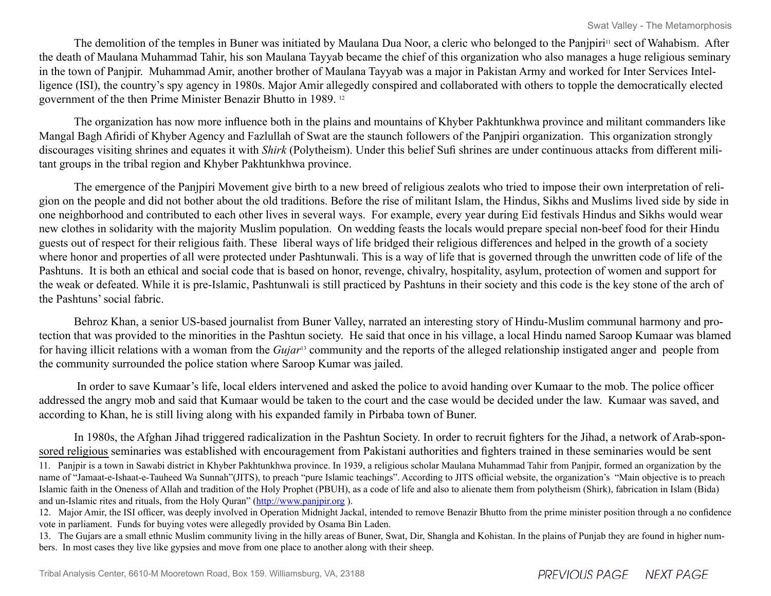The demolition of the temples in Buner was initiated by Maulana Dua Noor, a cleric who belonged to the Panjpiri[11] sect of Wahabism. After the death of Maulana Muhammad Tahir, his son Maulana Tayyab became the chief of this organization who also manages a huge religious seminary in the town of Panjpir. Muhammad Amir, another brother of Maulana Tayyab was a major in Pakistan Army and worked for Inter Services Intelligence (ISI), the country's spy agency in 1980s. Major Amir allegedly conspired and collaborated with others to topple the democratically elected government of the then Prime Minister Benazir Bhutto in 1989. [12]

The organization has now more influence both in the plains and mountains of Khyber Pakhtunkhwa province and militant commanders like Mangal Bagh Afiridi of Khyber Agency and Fazlullah of Swat are the staunch followers of the Panjpiri organization. This organization strongly discourages visiting shrines and equates it with *Shirk* (Polytheism). Under this belief Sufi shrines are under continuous attacks from different militant groups in the tribal region and Khyber Pakhtunkhwa province.

The emergence of the Panjpiri Movement give birth to a new breed of religious zealots who tried to impose their own interpretation of religion on the people and did not bother about the old traditions. Before the rise of militant Islam, the Hindus, Sikhs and Muslims lived side by side in one neighborhood and contributed to each other lives in several ways. For example, every year during Eid festivals Hindus and Sikhs would wear new clothes in solidarity with the majority Muslim population. On wedding feasts the locals would prepare special non-beef food for their Hindu guests out of respect for their religious faith. These liberal ways of life bridged their religious differences and helped in the growth of a society where honor and properties of all were protected under Pashtunwali. This is a way of life that is governed through the unwritten code of life of the Pashtuns. It is both an ethical and social code that is based on honor, revenge, chivalry, hospitality, asylum, protection of women and support for the weak or defeated. While it is pre-Islamic, Pashtunwali is still practiced by Pashtuns in their society and this code is the key stone of the arch of the Pashtuns' social fabric.

Behroz Khan, a senior US-based journalist from Buner Valley, narrated an interesting story of Hindu-Muslim communal harmony and protection that was provided to the minorities in the Pashtun society. He said that once in his village, a local Hindu named Saroop Kumaar was blamed for having illicit relations with a woman from the *Gujar*[13] community and the reports of the alleged relationship instigated anger and people from the community surrounded the police station where Saroop Kumar was jailed.

In order to save Kumaar's life, local elders intervened and asked the police to avoid handing over Kumaar to the mob. The police officer addressed the angry mob and said that Kumaar would be taken to the court and the case would be decided under the law. Kumaar was saved, and according to Khan, he is still living along with his expanded family in Pirbaba town of Buner.

In 1980s, the Afghan Jihad triggered radicalization in the Pashtun Society. In order to recruit fighters for the Jihad, a network of Arab-sponsored religious seminaries was established with encouragement from Pakistani authorities and fighters trained in these seminaries would be sent

11. Panjpir is a town in Sawabi district in Khyber Pakhtunkhwa province. In 1939, a religious scholar Maulana Muhammad Tahir from Panjpir, formed an organization by the name of "Jamaat-e-Ishaat-e-Tauheed Wa Sunnah"(JITS), to preach "pure Islamic teachings". According to JITS official website, the organization's "Main objective is to preach Islamic faith in the Oneness of Allah and tradition of the Holy Prophet (PBUH), as a code of life and also to alienate them from polytheism (Shirk), fabrication in Islam (Bida) and un-Islamic rites and rituals, from the Holy Quran" (http://www.panjpir.org ).

12. Major Amir, the ISI officer, was deeply involved in Operation Midnight Jackal, intended to remove Benazir Bhutto from the prime minister position through a no confidence vote in parliament. Funds for buying votes were allegedly provided by Osama Bin Laden.

13. The Gujars are a small ethnic Muslim community living in the hilly areas of Buner, Swat, Dir, Shangla and Kohistan. In the plains of Punjab they are found in higher numbers. In most cases they live like gypsies and move from one place to another along with their sheep.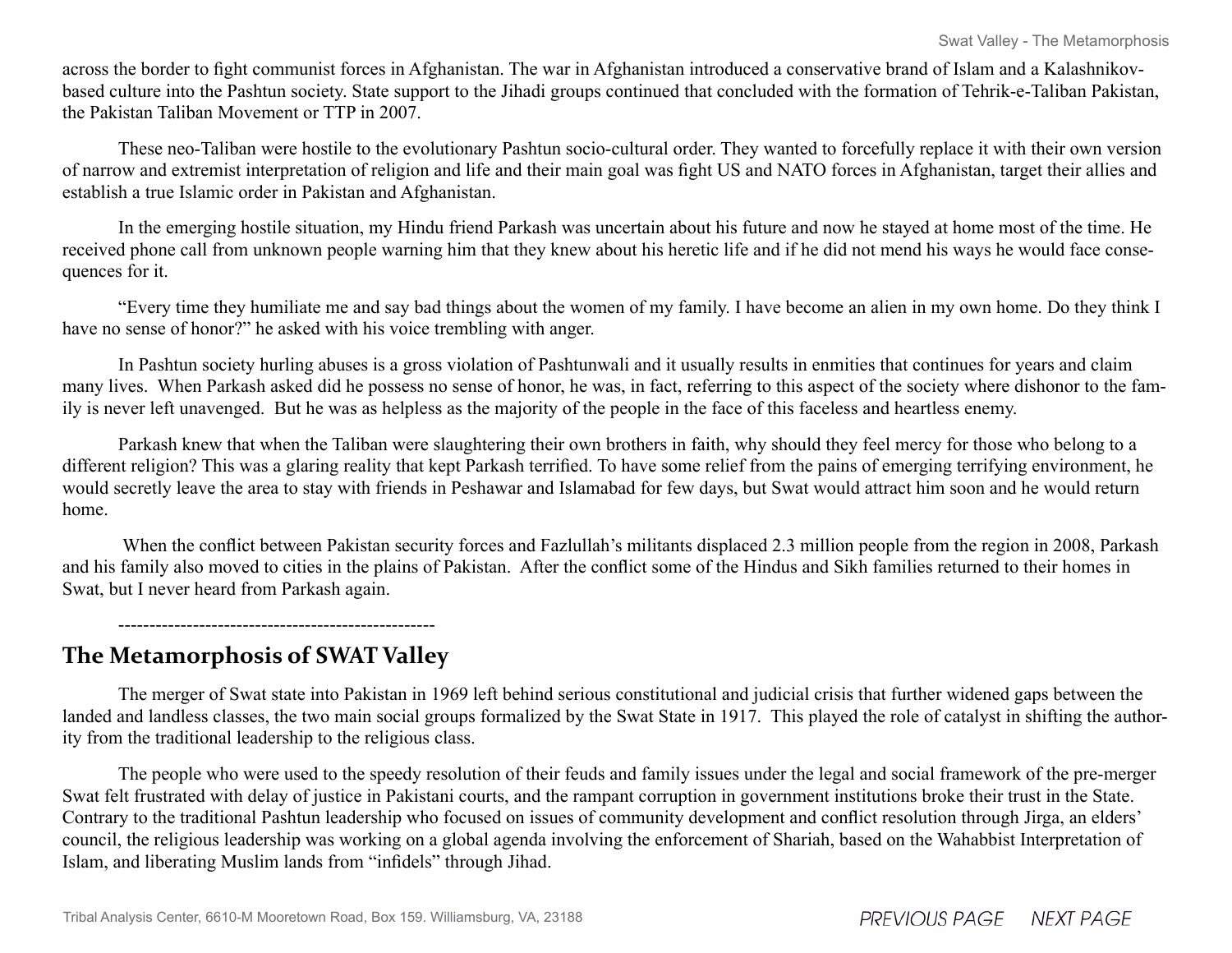across the border to fight communist forces in Afghanistan. The war in Afghanistan introduced a conservative brand of Islam and a Kalashnikov-based culture into the Pashtun society. State support to the Jihadi groups continued that concluded with the formation of Tehrik-e-Taliban Pakistan, the Pakistan Taliban Movement or TTP in 2007.

These neo-Taliban were hostile to the evolutionary Pashtun socio-cultural order. They wanted to forcefully replace it with their own version of narrow and extremist interpretation of religion and life and their main goal was fight US and NATO forces in Afghanistan, target their allies and establish a true Islamic order in Pakistan and Afghanistan.

In the emerging hostile situation, my Hindu friend Parkash was uncertain about his future and now he stayed at home most of the time. He received phone call from unknown people warning him that they knew about his heretic life and if he did not mend his ways he would face consequences for it.

"Every time they humiliate me and say bad things about the women of my family. I have become an alien in my own home. Do they think I have no sense of honor?" he asked with his voice trembling with anger.

In Pashtun society hurling abuses is a gross violation of Pashtunwali and it usually results in enmities that continues for years and claim many lives. When Parkash asked did he possess no sense of honor, he was, in fact, referring to this aspect of the society where dishonor to the family is never left unavenged. But he was as helpless as the majority of the people in the face of this faceless and heartless enemy.

Parkash knew that when the Taliban were slaughtering their own brothers in faith, why should they feel mercy for those who belong to a different religion? This was a glaring reality that kept Parkash terrified. To have some relief from the pains of emerging terrifying environment, he would secretly leave the area to stay with friends in Peshawar and Islamabad for few days, but Swat would attract him soon and he would return home.

When the conflict between Pakistan security forces and Fazlullah's militants displaced 2.3 million people from the region in 2008, Parkash and his family also moved to cities in the plains of Pakistan. After the conflict some of the Hindus and Sikh families returned to their homes in Swat, but I never heard from Parkash again.

----------------------------------------------------

## The Metamorphosis of SWAT Valley

The merger of Swat state into Pakistan in 1969 left behind serious constitutional and judicial crisis that further widened gaps between the landed and landless classes, the two main social groups formalized by the Swat State in 1917. This played the role of catalyst in shifting the authority from the traditional leadership to the religious class.

The people who were used to the speedy resolution of their feuds and family issues under the legal and social framework of the pre-merger Swat felt frustrated with delay of justice in Pakistani courts, and the rampant corruption in government institutions broke their trust in the State. Contrary to the traditional Pashtun leadership who focused on issues of community development and conflict resolution through Jirga, an elders' council, the religious leadership was working on a global agenda involving the enforcement of Shariah, based on the Wahabbist Interpretation of Islam, and liberating Muslim lands from "infidels" through Jihad.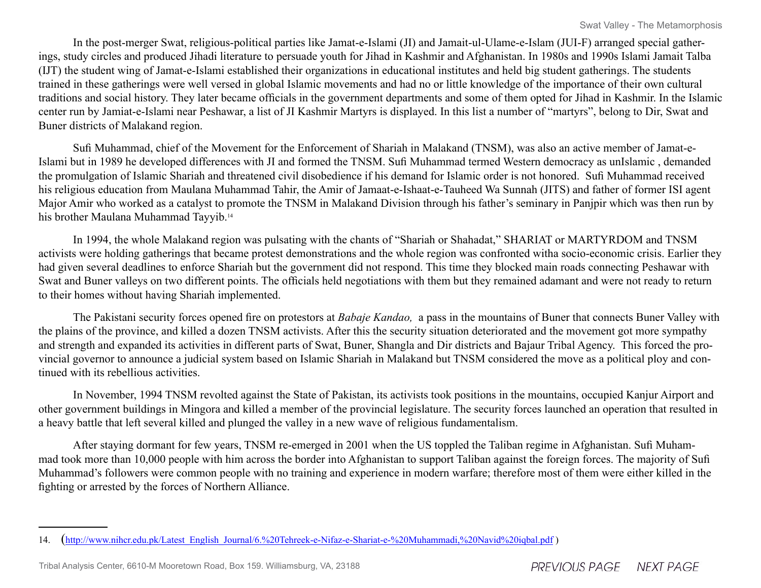In the post-merger Swat, religious-political parties like Jamat-e-Islami (JI) and Jamait-ul-Ulame-e-Islam (JUI-F) arranged special gatherings, study circles and produced Jihadi literature to persuade youth for Jihad in Kashmir and Afghanistan. In 1980s and 1990s Islami Jamait Talba (IJT) the student wing of Jamat-e-Islami established their organizations in educational institutes and held big student gatherings. The students trained in these gatherings were well versed in global Islamic movements and had no or little knowledge of the importance of their own cultural traditions and social history. They later became officials in the government departments and some of them opted for Jihad in Kashmir. In the Islamic center run by Jamiat-e-Islami near Peshawar, a list of JI Kashmir Martyrs is displayed. In this list a number of "martyrs", belong to Dir, Swat and Buner districts of Malakand region.

Sufi Muhammad, chief of the Movement for the Enforcement of Shariah in Malakand (TNSM), was also an active member of Jamat-e-Islami but in 1989 he developed differences with JI and formed the TNSM. Sufi Muhammad termed Western democracy as unIslamic , demanded the promulgation of Islamic Shariah and threatened civil disobedience if his demand for Islamic order is not honored. Sufi Muhammad received his religious education from Maulana Muhammad Tahir, the Amir of Jamaat-e-Ishaat-e-Tauheed Wa Sunnah (JITS) and father of former ISI agent Major Amir who worked as a catalyst to promote the TNSM in Malakand Division through his father's seminary in Panjpir which was then run by his brother Maulana Muhammad Tayyib.[14]

In 1994, the whole Malakand region was pulsating with the chants of "Shariah or Shahadat," SHARIAT or MARTYRDOM and TNSM activists were holding gatherings that became protest demonstrations and the whole region was confronted witha socio-economic crisis. Earlier they had given several deadlines to enforce Shariah but the government did not respond. This time they blocked main roads connecting Peshawar with Swat and Buner valleys on two different points. The officials held negotiations with them but they remained adamant and were not ready to return to their homes without having Shariah implemented.

The Pakistani security forces opened fire on protestors at *Babaje Kandao,* a pass in the mountains of Buner that connects Buner Valley with the plains of the province, and killed a dozen TNSM activists. After this the security situation deteriorated and the movement got more sympathy and strength and expanded its activities in different parts of Swat, Buner, Shangla and Dir districts and Bajaur Tribal Agency. This forced the provincial governor to announce a judicial system based on Islamic Shariah in Malakand but TNSM considered the move as a political ploy and continued with its rebellious activities.

In November, 1994 TNSM revolted against the State of Pakistan, its activists took positions in the mountains, occupied Kanjur Airport and other government buildings in Mingora and killed a member of the provincial legislature. The security forces launched an operation that resulted in a heavy battle that left several killed and plunged the valley in a new wave of religious fundamentalism.

After staying dormant for few years, TNSM re-emerged in 2001 when the US toppled the Taliban regime in Afghanistan. Sufi Muhammad took more than 10,000 people with him across the border into Afghanistan to support Taliban against the foreign forces. The majority of Sufi Muhammad's followers were common people with no training and experience in modern warfare; therefore most of them were either killed in the fighting or arrested by the forces of Northern Alliance.

---

14. (http://www.nihcr.edu.pk/Latest_English_Journal/6.%20Tehreek-e-Nifaz-e-Shariat-e-%20Muhammadi,%20Navid%20iqbal.pdf )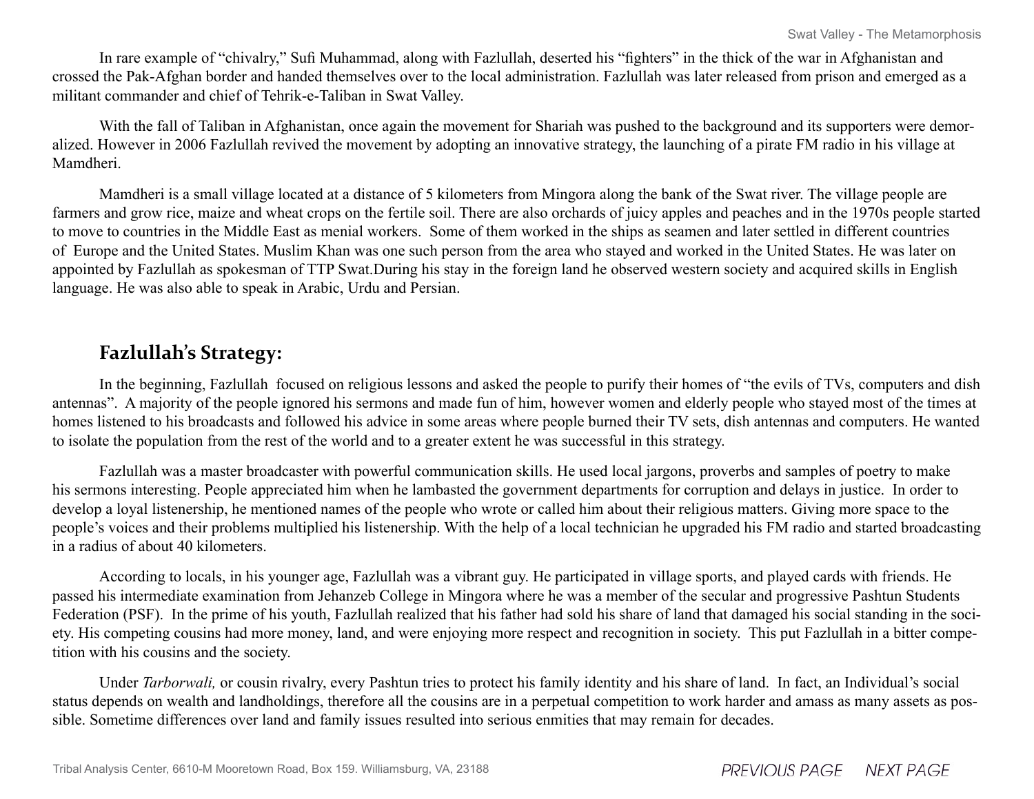In rare example of "chivalry," Sufi Muhammad, along with Fazlullah, deserted his "fighters" in the thick of the war in Afghanistan and crossed the Pak-Afghan border and handed themselves over to the local administration. Fazlullah was later released from prison and emerged as a militant commander and chief of Tehrik-e-Taliban in Swat Valley.

With the fall of Taliban in Afghanistan, once again the movement for Shariah was pushed to the background and its supporters were demoralized. However in 2006 Fazlullah revived the movement by adopting an innovative strategy, the launching of a pirate FM radio in his village at Mamdheri.

Mamdheri is a small village located at a distance of 5 kilometers from Mingora along the bank of the Swat river. The village people are farmers and grow rice, maize and wheat crops on the fertile soil. There are also orchards of juicy apples and peaches and in the 1970s people started to move to countries in the Middle East as menial workers. Some of them worked in the ships as seamen and later settled in different countries of Europe and the United States. Muslim Khan was one such person from the area who stayed and worked in the United States. He was later on appointed by Fazlullah as spokesman of TTP Swat.During his stay in the foreign land he observed western society and acquired skills in English language. He was also able to speak in Arabic, Urdu and Persian.

## Fazlullah's Strategy:

In the beginning, Fazlullah focused on religious lessons and asked the people to purify their homes of "the evils of TVs, computers and dish antennas". A majority of the people ignored his sermons and made fun of him, however women and elderly people who stayed most of the times at homes listened to his broadcasts and followed his advice in some areas where people burned their TV sets, dish antennas and computers. He wanted to isolate the population from the rest of the world and to a greater extent he was successful in this strategy.

Fazlullah was a master broadcaster with powerful communication skills. He used local jargons, proverbs and samples of poetry to make his sermons interesting. People appreciated him when he lambasted the government departments for corruption and delays in justice. In order to develop a loyal listenership, he mentioned names of the people who wrote or called him about their religious matters. Giving more space to the people's voices and their problems multiplied his listenership. With the help of a local technician he upgraded his FM radio and started broadcasting in a radius of about 40 kilometers.

According to locals, in his younger age, Fazlullah was a vibrant guy. He participated in village sports, and played cards with friends. He passed his intermediate examination from Jehanzeb College in Mingora where he was a member of the secular and progressive Pashtun Students Federation (PSF). In the prime of his youth, Fazlullah realized that his father had sold his share of land that damaged his social standing in the society. His competing cousins had more money, land, and were enjoying more respect and recognition in society. This put Fazlullah in a bitter competition with his cousins and the society.

Under *Tarborwali,* or cousin rivalry, every Pashtun tries to protect his family identity and his share of land. In fact, an Individual's social status depends on wealth and landholdings, therefore all the cousins are in a perpetual competition to work harder and amass as many assets as possible. Sometime differences over land and family issues resulted into serious enmities that may remain for decades.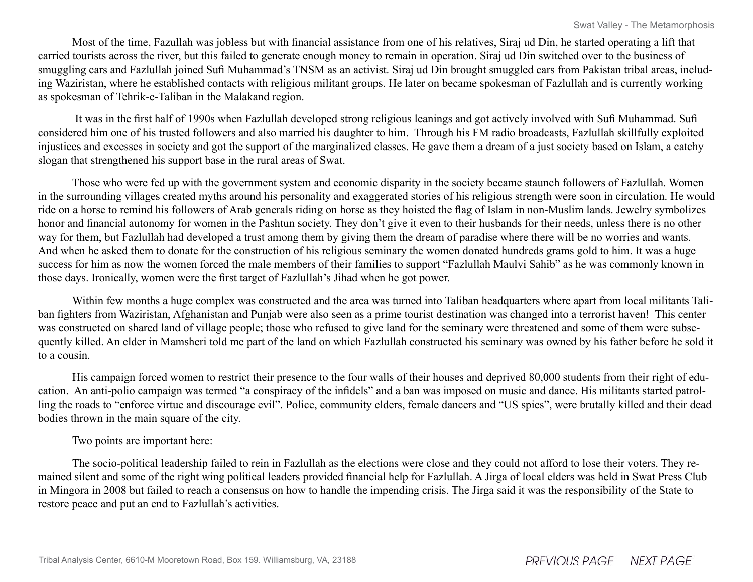Most of the time, Fazullah was jobless but with financial assistance from one of his relatives, Siraj ud Din, he started operating a lift that carried tourists across the river, but this failed to generate enough money to remain in operation. Siraj ud Din switched over to the business of smuggling cars and Fazlullah joined Sufi Muhammad's TNSM as an activist. Siraj ud Din brought smuggled cars from Pakistan tribal areas, including Waziristan, where he established contacts with religious militant groups. He later on became spokesman of Fazlullah and is currently working as spokesman of Tehrik-e-Taliban in the Malakand region.

It was in the first half of 1990s when Fazlullah developed strong religious leanings and got actively involved with Sufi Muhammad. Sufi considered him one of his trusted followers and also married his daughter to him. Through his FM radio broadcasts, Fazlullah skillfully exploited injustices and excesses in society and got the support of the marginalized classes. He gave them a dream of a just society based on Islam, a catchy slogan that strengthened his support base in the rural areas of Swat.

Those who were fed up with the government system and economic disparity in the society became staunch followers of Fazlullah. Women in the surrounding villages created myths around his personality and exaggerated stories of his religious strength were soon in circulation. He would ride on a horse to remind his followers of Arab generals riding on horse as they hoisted the flag of Islam in non-Muslim lands. Jewelry symbolizes honor and financial autonomy for women in the Pashtun society. They don't give it even to their husbands for their needs, unless there is no other way for them, but Fazlullah had developed a trust among them by giving them the dream of paradise where there will be no worries and wants. And when he asked them to donate for the construction of his religious seminary the women donated hundreds grams gold to him. It was a huge success for him as now the women forced the male members of their families to support "Fazlullah Maulvi Sahib" as he was commonly known in those days. Ironically, women were the first target of Fazlullah's Jihad when he got power.

Within few months a huge complex was constructed and the area was turned into Taliban headquarters where apart from local militants Taliban fighters from Waziristan, Afghanistan and Punjab were also seen as a prime tourist destination was changed into a terrorist haven! This center was constructed on shared land of village people; those who refused to give land for the seminary were threatened and some of them were subsequently killed. An elder in Mamsheri told me part of the land on which Fazlullah constructed his seminary was owned by his father before he sold it to a cousin.

His campaign forced women to restrict their presence to the four walls of their houses and deprived 80,000 students from their right of education. An anti-polio campaign was termed "a conspiracy of the infidels" and a ban was imposed on music and dance. His militants started patrolling the roads to "enforce virtue and discourage evil". Police, community elders, female dancers and "US spies", were brutally killed and their dead bodies thrown in the main square of the city.

Two points are important here:

The socio-political leadership failed to rein in Fazlullah as the elections were close and they could not afford to lose their voters. They remained silent and some of the right wing political leaders provided financial help for Fazlullah. A Jirga of local elders was held in Swat Press Club in Mingora in 2008 but failed to reach a consensus on how to handle the impending crisis. The Jirga said it was the responsibility of the State to restore peace and put an end to Fazlullah's activities.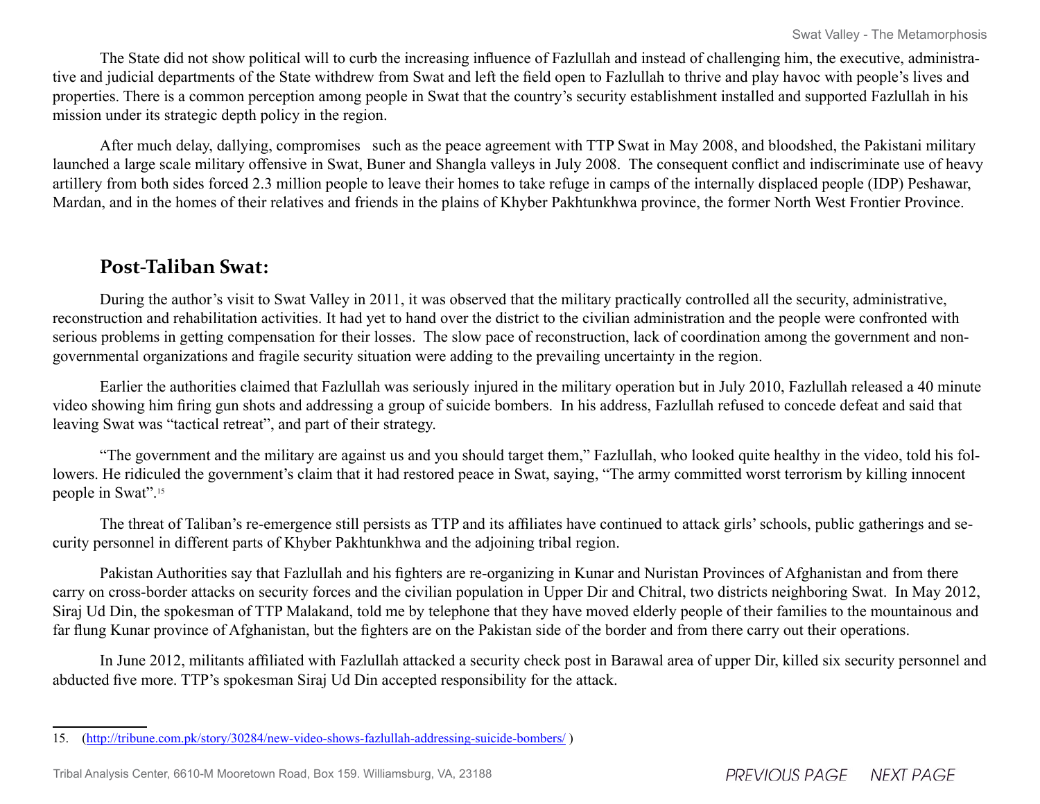The State did not show political will to curb the increasing influence of Fazlullah and instead of challenging him, the executive, administrative and judicial departments of the State withdrew from Swat and left the field open to Fazlullah to thrive and play havoc with people's lives and properties. There is a common perception among people in Swat that the country's security establishment installed and supported Fazlullah in his mission under its strategic depth policy in the region.

After much delay, dallying, compromises such as the peace agreement with TTP Swat in May 2008, and bloodshed, the Pakistani military launched a large scale military offensive in Swat, Buner and Shangla valleys in July 2008. The consequent conflict and indiscriminate use of heavy artillery from both sides forced 2.3 million people to leave their homes to take refuge in camps of the internally displaced people (IDP) Peshawar, Mardan, and in the homes of their relatives and friends in the plains of Khyber Pakhtunkhwa province, the former North West Frontier Province.

## Post-Taliban Swat:

During the author's visit to Swat Valley in 2011, it was observed that the military practically controlled all the security, administrative, reconstruction and rehabilitation activities. It had yet to hand over the district to the civilian administration and the people were confronted with serious problems in getting compensation for their losses. The slow pace of reconstruction, lack of coordination among the government and non-governmental organizations and fragile security situation were adding to the prevailing uncertainty in the region.

Earlier the authorities claimed that Fazlullah was seriously injured in the military operation but in July 2010, Fazlullah released a 40 minute video showing him firing gun shots and addressing a group of suicide bombers. In his address, Fazlullah refused to concede defeat and said that leaving Swat was "tactical retreat", and part of their strategy.

"The government and the military are against us and you should target them," Fazlullah, who looked quite healthy in the video, told his followers. He ridiculed the government's claim that it had restored peace in Swat, saying, "The army committed worst terrorism by killing innocent people in Swat".[15]

The threat of Taliban's re-emergence still persists as TTP and its affiliates have continued to attack girls' schools, public gatherings and security personnel in different parts of Khyber Pakhtunkhwa and the adjoining tribal region.

Pakistan Authorities say that Fazlullah and his fighters are re-organizing in Kunar and Nuristan Provinces of Afghanistan and from there carry on cross-border attacks on security forces and the civilian population in Upper Dir and Chitral, two districts neighboring Swat. In May 2012, Siraj Ud Din, the spokesman of TTP Malakand, told me by telephone that they have moved elderly people of their families to the mountainous and far flung Kunar province of Afghanistan, but the fighters are on the Pakistan side of the border and from there carry out their operations.

In June 2012, militants affiliated with Fazlullah attacked a security check post in Barawal area of upper Dir, killed six security personnel and abducted five more. TTP's spokesman Siraj Ud Din accepted responsibility for the attack.

---

15. (http://tribune.com.pk/story/30284/new-video-shows-fazlullah-addressing-suicide-bombers/ )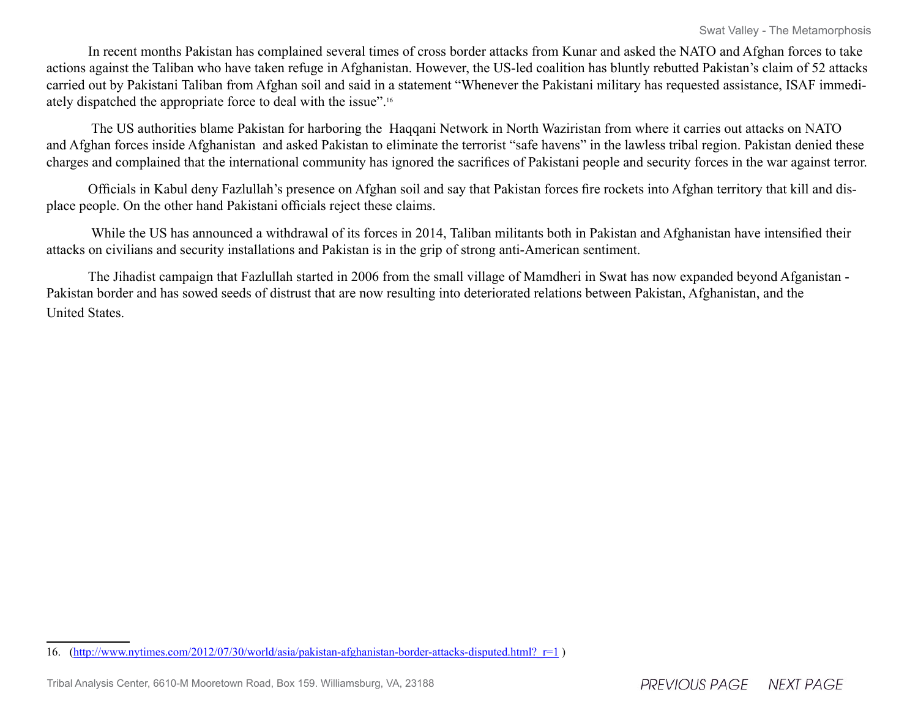In recent months Pakistan has complained several times of cross border attacks from Kunar and asked the NATO and Afghan forces to take actions against the Taliban who have taken refuge in Afghanistan. However, the US-led coalition has bluntly rebutted Pakistan's claim of 52 attacks carried out by Pakistani Taliban from Afghan soil and said in a statement "Whenever the Pakistani military has requested assistance, ISAF immediately dispatched the appropriate force to deal with the issue".[16]

The US authorities blame Pakistan for harboring the Haqqani Network in North Waziristan from where it carries out attacks on NATO and Afghan forces inside Afghanistan and asked Pakistan to eliminate the terrorist "safe havens" in the lawless tribal region. Pakistan denied these charges and complained that the international community has ignored the sacrifices of Pakistani people and security forces in the war against terror.

Officials in Kabul deny Fazlullah's presence on Afghan soil and say that Pakistan forces fire rockets into Afghan territory that kill and displace people. On the other hand Pakistani officials reject these claims.

While the US has announced a withdrawal of its forces in 2014, Taliban militants both in Pakistan and Afghanistan have intensified their attacks on civilians and security installations and Pakistan is in the grip of strong anti-American sentiment.

The Jihadist campaign that Fazlullah started in 2006 from the small village of Mamdheri in Swat has now expanded beyond Afganistan - Pakistan border and has sowed seeds of distrust that are now resulting into deteriorated relations between Pakistan, Afghanistan, and the United States.

---

16. (http://www.nytimes.com/2012/07/30/world/asia/pakistan-afghanistan-border-attacks-disputed.html?_r=1 )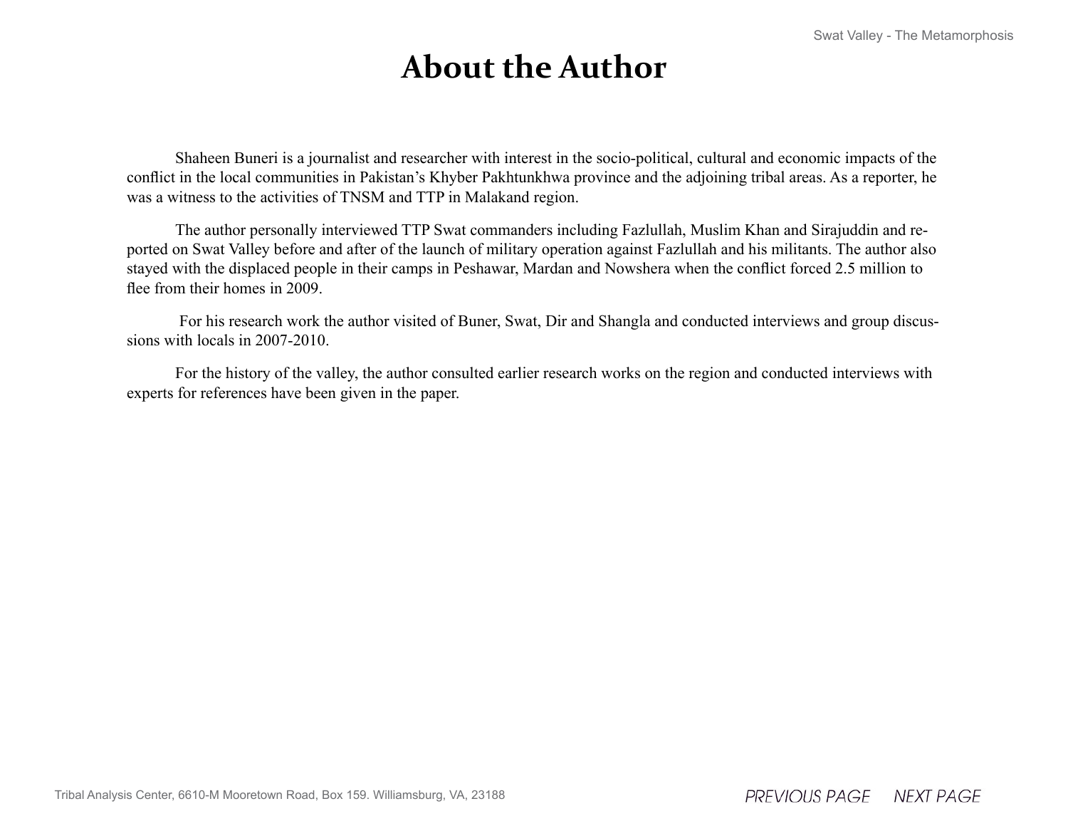# About the Author

Shaheen Buneri is a journalist and researcher with interest in the socio-political, cultural and economic impacts of the conflict in the local communities in Pakistan's Khyber Pakhtunkhwa province and the adjoining tribal areas. As a reporter, he was a witness to the activities of TNSM and TTP in Malakand region.

The author personally interviewed TTP Swat commanders including Fazlullah, Muslim Khan and Sirajuddin and reported on Swat Valley before and after of the launch of military operation against Fazlullah and his militants. The author also stayed with the displaced people in their camps in Peshawar, Mardan and Nowshera when the conflict forced 2.5 million to flee from their homes in 2009.

For his research work the author visited of Buner, Swat, Dir and Shangla and conducted interviews and group discussions with locals in 2007-2010.

For the history of the valley, the author consulted earlier research works on the region and conducted interviews with experts for references have been given in the paper.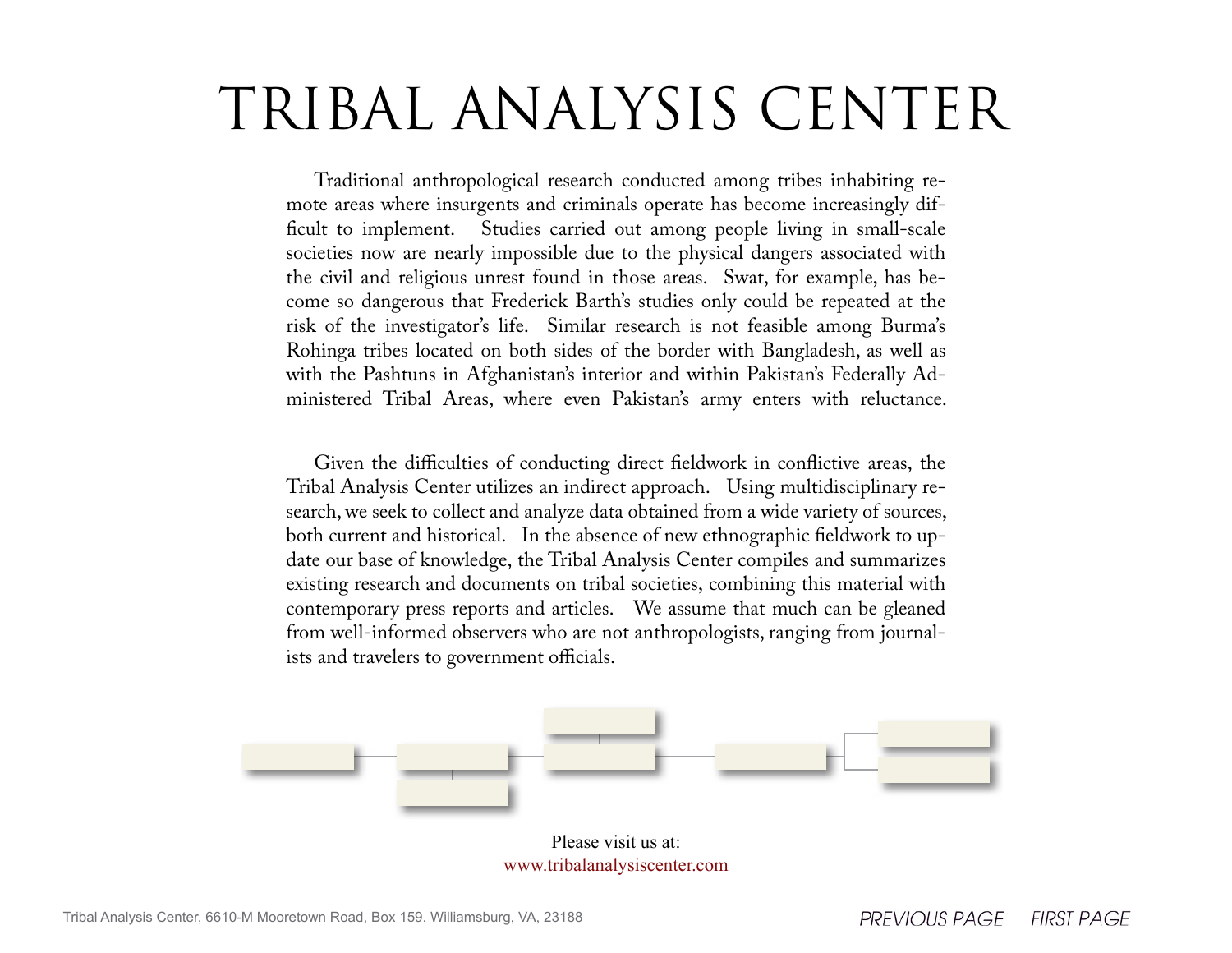# TRIBAL ANALYSIS CENTER

Traditional anthropological research conducted among tribes inhabiting remote areas where insurgents and criminals operate has become increasingly difficult to implement. Studies carried out among people living in small-scale societies now are nearly impossible due to the physical dangers associated with the civil and religious unrest found in those areas. Swat, for example, has become so dangerous that Frederick Barth's studies only could be repeated at the risk of the investigator's life. Similar research is not feasible among Burma's Rohinga tribes located on both sides of the border with Bangladesh, as well as with the Pashtuns in Afghanistan's interior and within Pakistan's Federally Administered Tribal Areas, where even Pakistan's army enters with reluctance.

Given the difficulties of conducting direct fieldwork in conflictive areas, the Tribal Analysis Center utilizes an indirect approach. Using multidisciplinary research, we seek to collect and analyze data obtained from a wide variety of sources, both current and historical. In the absence of new ethnographic fieldwork to update our base of knowledge, the Tribal Analysis Center compiles and summarizes existing research and documents on tribal societies, combining this material with contemporary press reports and articles. We assume that much can be gleaned from well-informed observers who are not anthropologists, ranging from journalists and travelers to government officials.

Please visit us at:
www.tribalanalysiscenter.com

Tribal Analysis Center, 6610-M Mooretown Road, Box 159. Williamsburg, VA, 23188